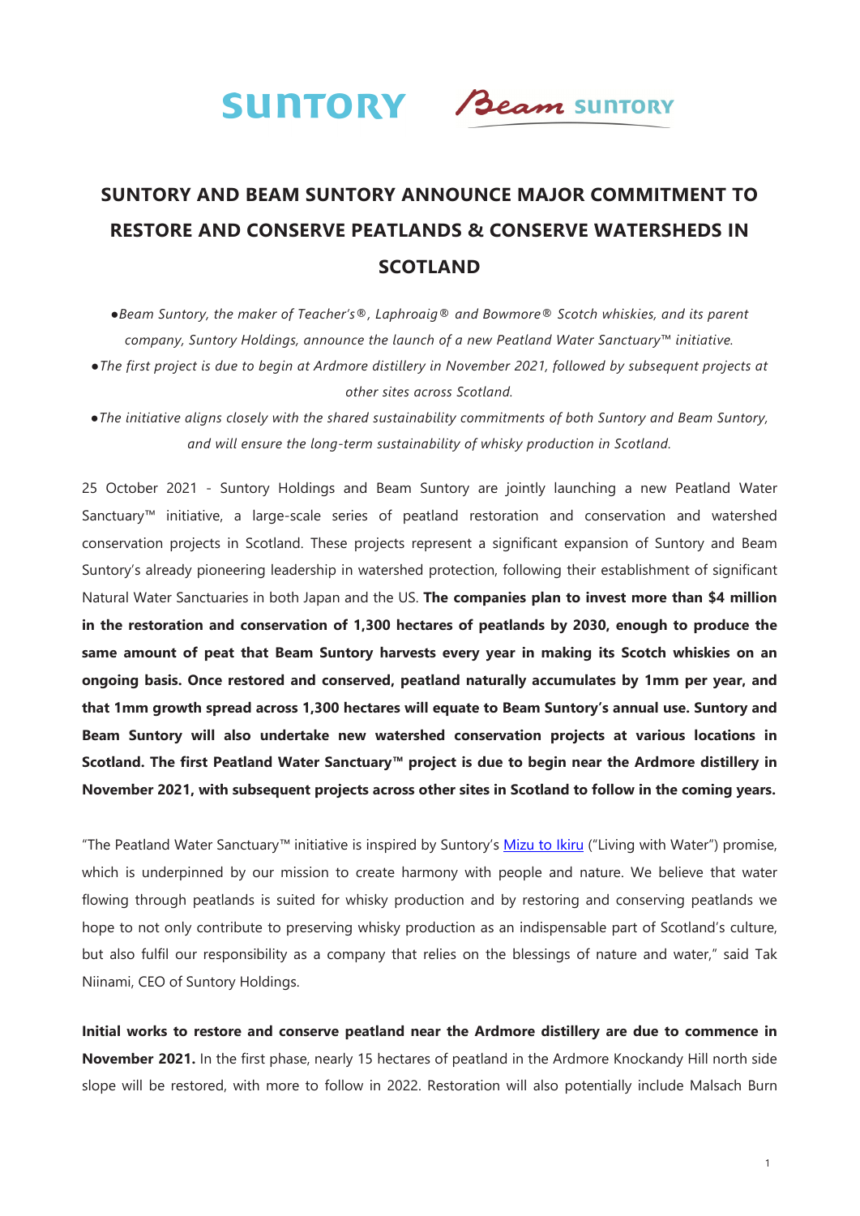# SUNTORY AND BEAM SUNTORY ANNOUNCE MAJOR COMMITMENT TO RESTORE AND CONSERVE PEATLANDS & CONSERVE WATERSHEDS IN SCOTLAND

- *Beam Suntory, the maker of Teacher's®, Laphroaig® and Bowmore® Scotch whiskies, and its parent company, Suntory Holdings, announce the launch of a new Peatland Water Sanctuary™ initiative.*
- *The first project is due to begin at Ardmore distillery in November 2021, followed by subsequent projects at other sites across Scotland.*
- *The initiative aligns closely with the shared sustainability commitments of both Suntory and Beam Suntory, and will ensure the long-term sustainability of whisky production in Scotland.*

25 October 2021 - Suntory Holdings and Beam Suntory are jointly launching a new Peatland Water Sanctuary™ initiative, a large-scale series of peatland restoration and conservation and watershed conservation projects in Scotland. These projects represent a significant expansion of Suntory and Beam Suntory's already pioneering leadership in watershed protection, following their establishment of significant Natural Water Sanctuaries in both Japan and the US. **The companies plan to invest more than $4 million in the restoration and conservation of 1,300 hectares of peatlands by 2030, enough to produce the same amount of peat that Beam Suntory harvests every year in making its Scotch whiskies on an ongoing basis. Once restored and conserved, peatland naturally accumulates by 1mm per year, and that 1mm growth spread across 1,300 hectares will equate to Beam Suntory's annual use. Suntory and Beam Suntory will also undertake new watershed conservation projects at various locations in Scotland. The first Peatland Water Sanctuary™ project is due to begin near the Ardmore distillery in November 2021, with subsequent projects across other sites in Scotland to follow in the coming years.**

"The Peatland Water Sanctuary™ initiative is inspired by Suntory's Mizu to Ikiru ("Living with Water") promise, which is underpinned by our mission to create harmony with people and nature. We believe that water flowing through peatlands is suited for whisky production and by restoring and conserving peatlands we hope to not only contribute to preserving whisky production as an indispensable part of Scotland's culture, but also fulfil our responsibility as a company that relies on the blessings of nature and water," said Tak Niinami, CEO of Suntory Holdings.

**Initial works to restore and conserve peatland near the Ardmore distillery are due to commence in November 2021.** In the first phase, nearly 15 hectares of peatland in the Ardmore Knockandy Hill north side slope will be restored, with more to follow in 2022. Restoration will also potentially include Malsach Burn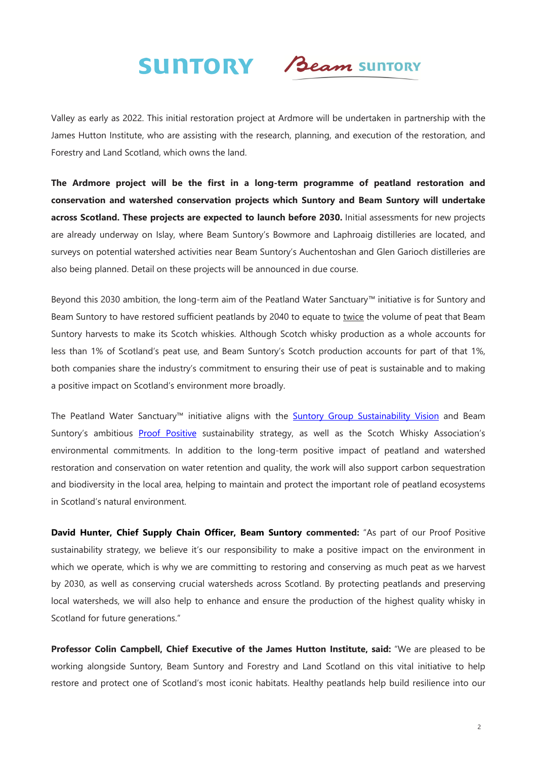Valley as early as 2022. This initial restoration project at Ardmore will be undertaken in partnership with the James Hutton Institute, who are assisting with the research, planning, and execution of the restoration, and Forestry and Land Scotland, which owns the land.

**The Ardmore project will be the first in a long-term programme of peatland restoration and conservation and watershed conservation projects which Suntory and Beam Suntory will undertake across Scotland. These projects are expected to launch before 2030.** Initial assessments for new projects are already underway on Islay, where Beam Suntory's Bowmore and Laphroaig distilleries are located, and surveys on potential watershed activities near Beam Suntory's Auchentoshan and Glen Garioch distilleries are also being planned. Detail on these projects will be announced in due course.

Beyond this 2030 ambition, the long-term aim of the Peatland Water Sanctuary™ initiative is for Suntory and Beam Suntory to have restored sufficient peatlands by 2040 to equate to twice the volume of peat that Beam Suntory harvests to make its Scotch whiskies. Although Scotch whisky production as a whole accounts for less than 1% of Scotland's peat use, and Beam Suntory's Scotch production accounts for part of that 1%, both companies share the industry's commitment to ensuring their use of peat is sustainable and to making a positive impact on Scotland's environment more broadly.

The Peatland Water Sanctuary™ initiative aligns with the Suntory Group Sustainability Vision and Beam Suntory's ambitious Proof Positive sustainability strategy, as well as the Scotch Whisky Association's environmental commitments. In addition to the long-term positive impact of peatland and watershed restoration and conservation on water retention and quality, the work will also support carbon sequestration and biodiversity in the local area, helping to maintain and protect the important role of peatland ecosystems in Scotland's natural environment.

**David Hunter, Chief Supply Chain Officer, Beam Suntory commented:** "As part of our Proof Positive sustainability strategy, we believe it's our responsibility to make a positive impact on the environment in which we operate, which is why we are committing to restoring and conserving as much peat as we harvest by 2030, as well as conserving crucial watersheds across Scotland. By protecting peatlands and preserving local watersheds, we will also help to enhance and ensure the production of the highest quality whisky in Scotland for future generations."

**Professor Colin Campbell, Chief Executive of the James Hutton Institute, said:** "We are pleased to be working alongside Suntory, Beam Suntory and Forestry and Land Scotland on this vital initiative to help restore and protect one of Scotland's most iconic habitats. Healthy peatlands help build resilience into our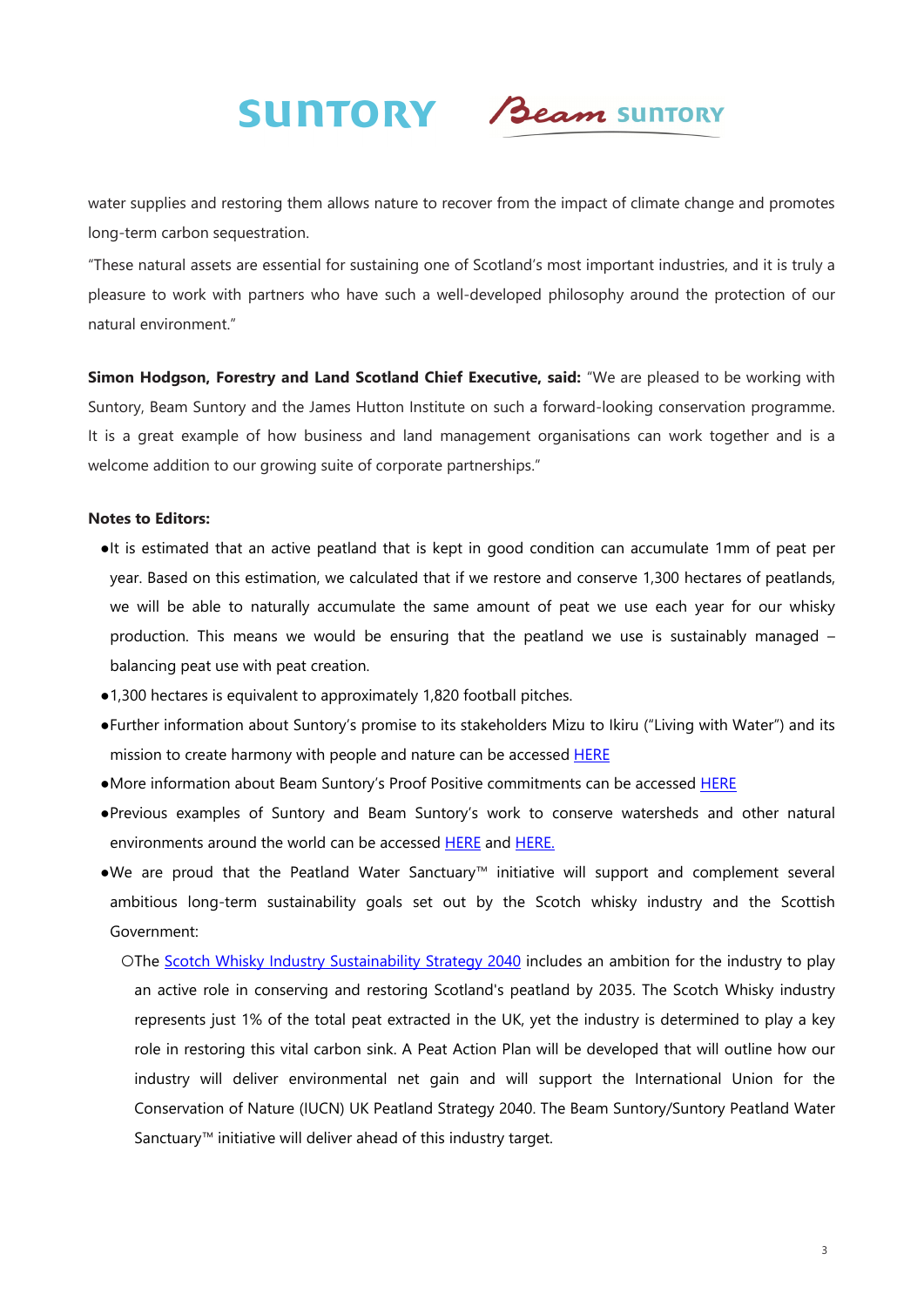water supplies and restoring them allows nature to recover from the impact of climate change and promotes long-term carbon sequestration.

"These natural assets are essential for sustaining one of Scotland's most important industries, and it is truly a pleasure to work with partners who have such a well-developed philosophy around the protection of our natural environment."

**Simon Hodgson, Forestry and Land Scotland Chief Executive, said:** "We are pleased to be working with Suntory, Beam Suntory and the James Hutton Institute on such a forward-looking conservation programme. It is a great example of how business and land management organisations can work together and is a welcome addition to our growing suite of corporate partnerships."

**Notes to Editors:**

- It is estimated that an active peatland that is kept in good condition can accumulate 1mm of peat per year. Based on this estimation, we calculated that if we restore and conserve 1,300 hectares of peatlands, we will be able to naturally accumulate the same amount of peat we use each year for our whisky production. This means we would be ensuring that the peatland we use is sustainably managed – balancing peat use with peat creation.
- 1,300 hectares is equivalent to approximately 1,820 football pitches.
- Further information about Suntory's promise to its stakeholders Mizu to Ikiru ("Living with Water") and its mission to create harmony with people and nature can be accessed HERE
- More information about Beam Suntory's Proof Positive commitments can be accessed HERE
- Previous examples of Suntory and Beam Suntory's work to conserve watersheds and other natural environments around the world can be accessed HERE and HERE.
- We are proud that the Peatland Water Sanctuary™ initiative will support and complement several ambitious long-term sustainability goals set out by the Scotch whisky industry and the Scottish Government:
  - The Scotch Whisky Industry Sustainability Strategy 2040 includes an ambition for the industry to play an active role in conserving and restoring Scotland's peatland by 2035. The Scotch Whisky industry represents just 1% of the total peat extracted in the UK, yet the industry is determined to play a key role in restoring this vital carbon sink. A Peat Action Plan will be developed that will outline how our industry will deliver environmental net gain and will support the International Union for the Conservation of Nature (IUCN) UK Peatland Strategy 2040. The Beam Suntory/Suntory Peatland Water Sanctuary™ initiative will deliver ahead of this industry target.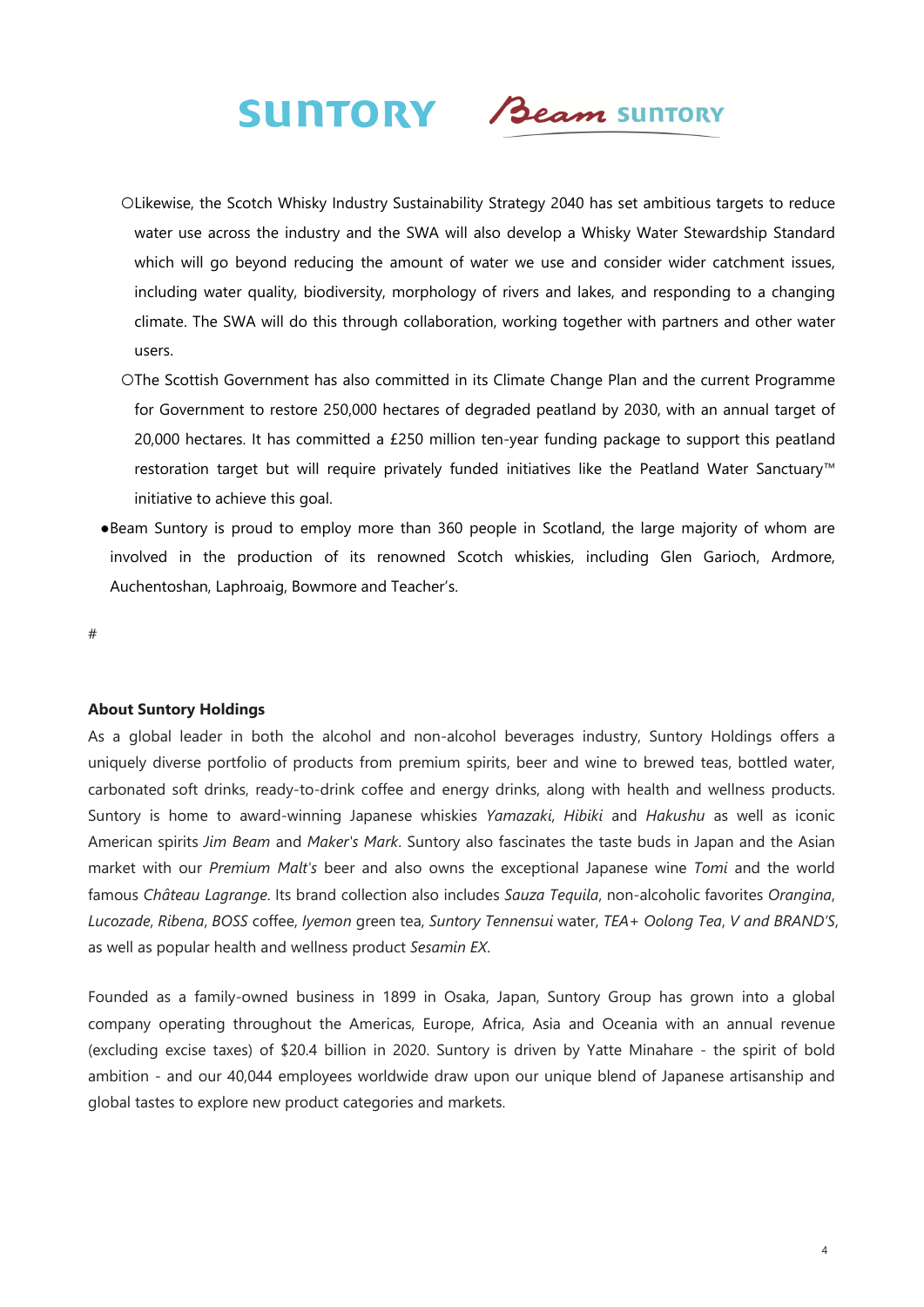- ○Likewise, the Scotch Whisky Industry Sustainability Strategy 2040 has set ambitious targets to reduce water use across the industry and the SWA will also develop a Whisky Water Stewardship Standard which will go beyond reducing the amount of water we use and consider wider catchment issues, including water quality, biodiversity, morphology of rivers and lakes, and responding to a changing climate. The SWA will do this through collaboration, working together with partners and other water users.
- ○The Scottish Government has also committed in its Climate Change Plan and the current Programme for Government to restore 250,000 hectares of degraded peatland by 2030, with an annual target of 20,000 hectares. It has committed a £250 million ten-year funding package to support this peatland restoration target but will require privately funded initiatives like the Peatland Water Sanctuary™ initiative to achieve this goal.

- ●Beam Suntory is proud to employ more than 360 people in Scotland, the large majority of whom are involved in the production of its renowned Scotch whiskies, including Glen Garioch, Ardmore, Auchentoshan, Laphroaig, Bowmore and Teacher's.

#

**About Suntory Holdings**

As a global leader in both the alcohol and non-alcohol beverages industry, Suntory Holdings offers a uniquely diverse portfolio of products from premium spirits, beer and wine to brewed teas, bottled water, carbonated soft drinks, ready-to-drink coffee and energy drinks, along with health and wellness products. Suntory is home to award-winning Japanese whiskies *Yamazaki*, *Hibiki* and *Hakushu* as well as iconic American spirits *Jim Beam* and *Maker's Mark*. Suntory also fascinates the taste buds in Japan and the Asian market with our *Premium Malt's* beer and also owns the exceptional Japanese wine *Tomi* and the world famous *Château Lagrange*. Its brand collection also includes *Sauza Tequila*, non-alcoholic favorites *Orangina*, *Lucozade*, *Ribena*, *BOSS* coffee, *Iyemon* green tea, *Suntory Tennensui* water, *TEA+ Oolong Tea*, *V and BRAND'S*, as well as popular health and wellness product *Sesamin EX*.

Founded as a family-owned business in 1899 in Osaka, Japan, Suntory Group has grown into a global company operating throughout the Americas, Europe, Africa, Asia and Oceania with an annual revenue (excluding excise taxes) of $20.4 billion in 2020. Suntory is driven by Yatte Minahare - the spirit of bold ambition - and our 40,044 employees worldwide draw upon our unique blend of Japanese artisanship and global tastes to explore new product categories and markets.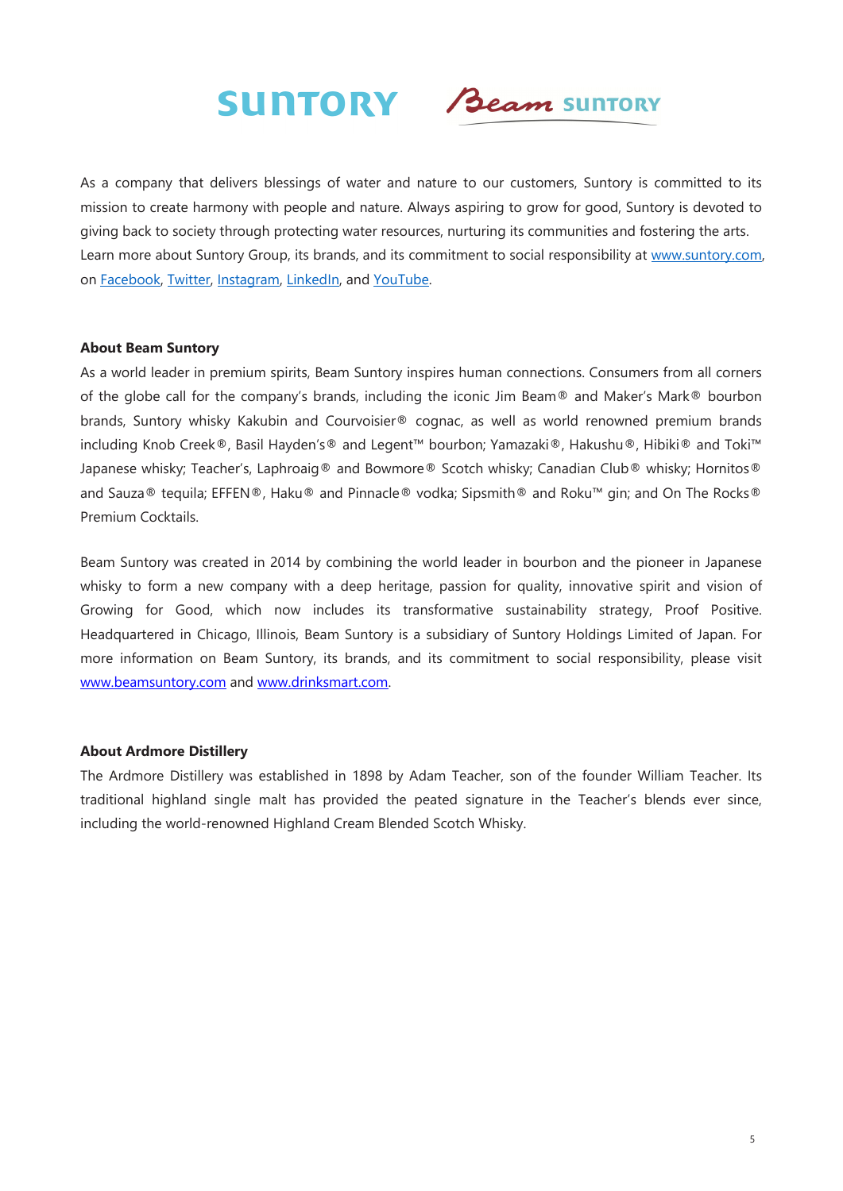As a company that delivers blessings of water and nature to our customers, Suntory is committed to its mission to create harmony with people and nature. Always aspiring to grow for good, Suntory is devoted to giving back to society through protecting water resources, nurturing its communities and fostering the arts. Learn more about Suntory Group, its brands, and its commitment to social responsibility at [www.suntory.com](http://www.suntory.com), on [Facebook](), [Twitter](), [Instagram](), [LinkedIn](), and [YouTube]().

**About Beam Suntory**

As a world leader in premium spirits, Beam Suntory inspires human connections. Consumers from all corners of the globe call for the company's brands, including the iconic Jim Beam® and Maker's Mark® bourbon brands, Suntory whisky Kakubin and Courvoisier® cognac, as well as world renowned premium brands including Knob Creek®, Basil Hayden's® and Legent™ bourbon; Yamazaki®, Hakushu®, Hibiki® and Toki™ Japanese whisky; Teacher's, Laphroaig® and Bowmore® Scotch whisky; Canadian Club® whisky; Hornitos® and Sauza® tequila; EFFEN®, Haku® and Pinnacle® vodka; Sipsmith® and Roku™ gin; and On The Rocks® Premium Cocktails.

Beam Suntory was created in 2014 by combining the world leader in bourbon and the pioneer in Japanese whisky to form a new company with a deep heritage, passion for quality, innovative spirit and vision of Growing for Good, which now includes its transformative sustainability strategy, Proof Positive. Headquartered in Chicago, Illinois, Beam Suntory is a subsidiary of Suntory Holdings Limited of Japan. For more information on Beam Suntory, its brands, and its commitment to social responsibility, please visit [www.beamsuntory.com](http://www.beamsuntory.com) and [www.drinksmart.com](http://www.drinksmart.com).

**About Ardmore Distillery**

The Ardmore Distillery was established in 1898 by Adam Teacher, son of the founder William Teacher. Its traditional highland single malt has provided the peated signature in the Teacher's blends ever since, including the world-renowned Highland Cream Blended Scotch Whisky.